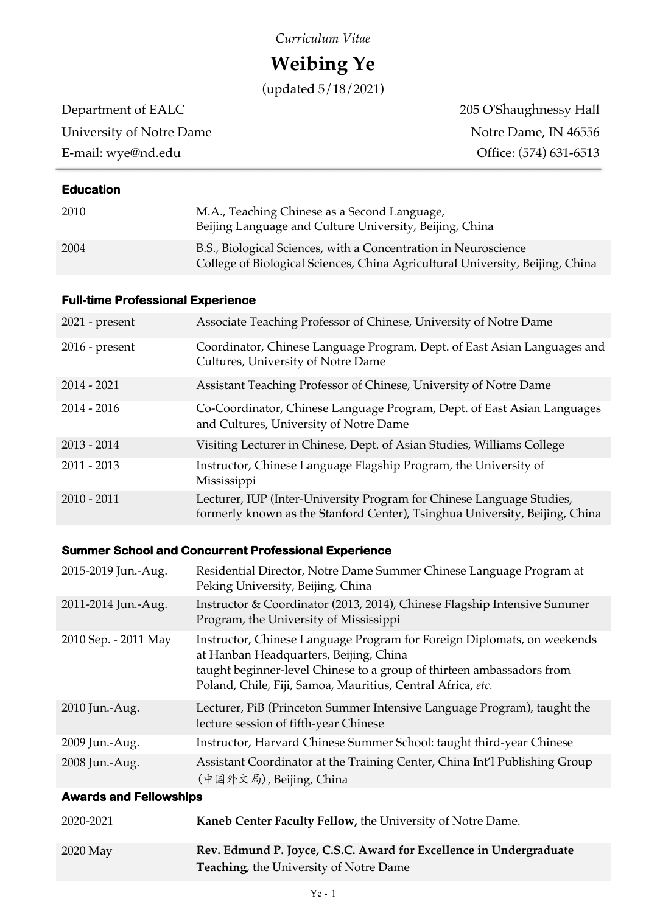*Curriculum Vitae*

# Weibing Ye

(updated 5/18/2021)

Department of EALC
University of Notre Dame
E-mail: wye@nd.edu

205 O'Shaughnessy Hall
Notre Dame, IN 46556
Office: (574) 631-6513

## Education

| | |
|---|---|
| 2010 | M.A., Teaching Chinese as a Second Language, Beijing Language and Culture University, Beijing, China |
| 2004 | B.S., Biological Sciences, with a Concentration in Neuroscience College of Biological Sciences, China Agricultural University, Beijing, China |

## Full-time Professional Experience

| | |
|---|---|
| 2021 - present | Associate Teaching Professor of Chinese, University of Notre Dame |
| 2016 - present | Coordinator, Chinese Language Program, Dept. of East Asian Languages and Cultures, University of Notre Dame |
| 2014 - 2021 | Assistant Teaching Professor of Chinese, University of Notre Dame |
| 2014 - 2016 | Co-Coordinator, Chinese Language Program, Dept. of East Asian Languages and Cultures, University of Notre Dame |
| 2013 - 2014 | Visiting Lecturer in Chinese, Dept. of Asian Studies, Williams College |
| 2011 - 2013 | Instructor, Chinese Language Flagship Program, the University of Mississippi |
| 2010 - 2011 | Lecturer, IUP (Inter-University Program for Chinese Language Studies, formerly known as the Stanford Center), Tsinghua University, Beijing, China |

## Summer School and Concurrent Professional Experience

| | |
|---|---|
| 2015-2019 Jun.-Aug. | Residential Director, Notre Dame Summer Chinese Language Program at Peking University, Beijing, China |
| 2011-2014 Jun.-Aug. | Instructor & Coordinator (2013, 2014), Chinese Flagship Intensive Summer Program, the University of Mississippi |
| 2010 Sep. - 2011 May | Instructor, Chinese Language Program for Foreign Diplomats, on weekends at Hanban Headquarters, Beijing, China taught beginner-level Chinese to a group of thirteen ambassadors from Poland, Chile, Fiji, Samoa, Mauritius, Central Africa, *etc.* |
| 2010 Jun.-Aug. | Lecturer, PiB (Princeton Summer Intensive Language Program), taught the lecture session of fifth-year Chinese |
| 2009 Jun.-Aug. | Instructor, Harvard Chinese Summer School: taught third-year Chinese |
| 2008 Jun.-Aug. | Assistant Coordinator at the Training Center, China Int'l Publishing Group (中国外文局), Beijing, China |

## Awards and Fellowships

| | |
|---|---|
| 2020-2021 | **Kaneb Center Faculty Fellow,** the University of Notre Dame. |
| 2020 May | **Rev. Edmund P. Joyce, C.S.C. Award for Excellence in Undergraduate Teaching**, the University of Notre Dame |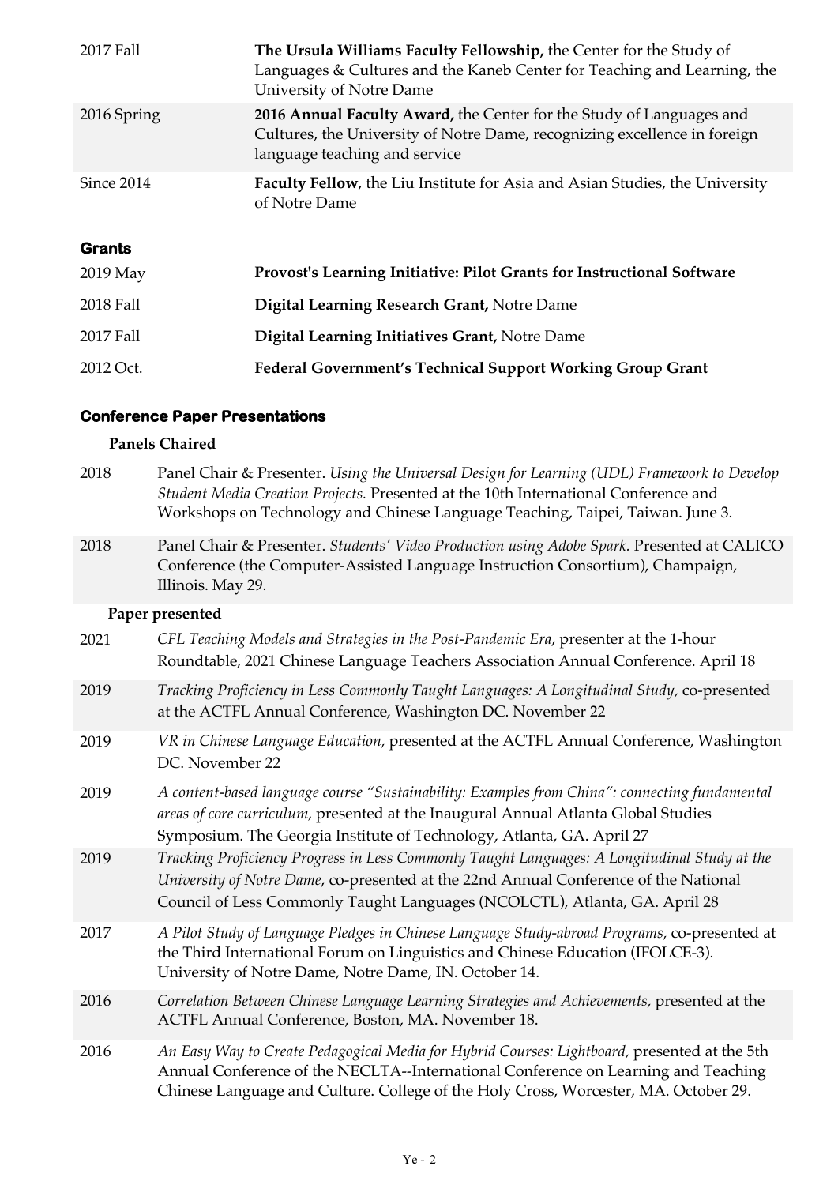| | |
|---|---|
| 2017 Fall | **The Ursula Williams Faculty Fellowship,** the Center for the Study of Languages & Cultures and the Kaneb Center for Teaching and Learning, the University of Notre Dame |
| 2016 Spring | **2016 Annual Faculty Award,** the Center for the Study of Languages and Cultures, the University of Notre Dame, recognizing excellence in foreign language teaching and service |
| Since 2014 | **Faculty Fellow**, the Liu Institute for Asia and Asian Studies, the University of Notre Dame |

## Grants

| | |
|---|---|
| 2019 May | **Provost's Learning Initiative: Pilot Grants for Instructional Software** |
| 2018 Fall | **Digital Learning Research Grant,** Notre Dame |
| 2017 Fall | **Digital Learning Initiatives Grant,** Notre Dame |
| 2012 Oct. | **Federal Government's Technical Support Working Group Grant** |

## Conference Paper Presentations

### Panels Chaired

| | |
|---|---|
| 2018 | Panel Chair & Presenter. *Using the Universal Design for Learning (UDL) Framework to Develop Student Media Creation Projects.* Presented at the 10th International Conference and Workshops on Technology and Chinese Language Teaching, Taipei, Taiwan. June 3. |
| 2018 | Panel Chair & Presenter. *Students' Video Production using Adobe Spark.* Presented at CALICO Conference (the Computer-Assisted Language Instruction Consortium), Champaign, Illinois. May 29. |

### Paper presented

| | |
|---|---|
| 2021 | *CFL Teaching Models and Strategies in the Post-Pandemic Era*, presenter at the 1-hour Roundtable, 2021 Chinese Language Teachers Association Annual Conference. April 18 |
| 2019 | *Tracking Proficiency in Less Commonly Taught Languages: A Longitudinal Study*, co-presented at the ACTFL Annual Conference, Washington DC. November 22 |
| 2019 | *VR in Chinese Language Education,* presented at the ACTFL Annual Conference, Washington DC. November 22 |
| 2019 | *A content-based language course "Sustainability: Examples from China": connecting fundamental areas of core curriculum,* presented at the Inaugural Annual Atlanta Global Studies Symposium. The Georgia Institute of Technology, Atlanta, GA. April 27 |
| 2019 | *Tracking Proficiency Progress in Less Commonly Taught Languages: A Longitudinal Study at the University of Notre Dame*, co-presented at the 22nd Annual Conference of the National Council of Less Commonly Taught Languages (NCOLCTL), Atlanta, GA. April 28 |
| 2017 | *A Pilot Study of Language Pledges in Chinese Language Study-abroad Programs,* co-presented at the Third International Forum on Linguistics and Chinese Education (IFOLCE-3). University of Notre Dame, Notre Dame, IN. October 14. |
| 2016 | *Correlation Between Chinese Language Learning Strategies and Achievements*, presented at the ACTFL Annual Conference, Boston, MA. November 18. |
| 2016 | *An Easy Way to Create Pedagogical Media for Hybrid Courses: Lightboard,* presented at the 5th Annual Conference of the NECLTA--International Conference on Learning and Teaching Chinese Language and Culture. College of the Holy Cross, Worcester, MA. October 29. |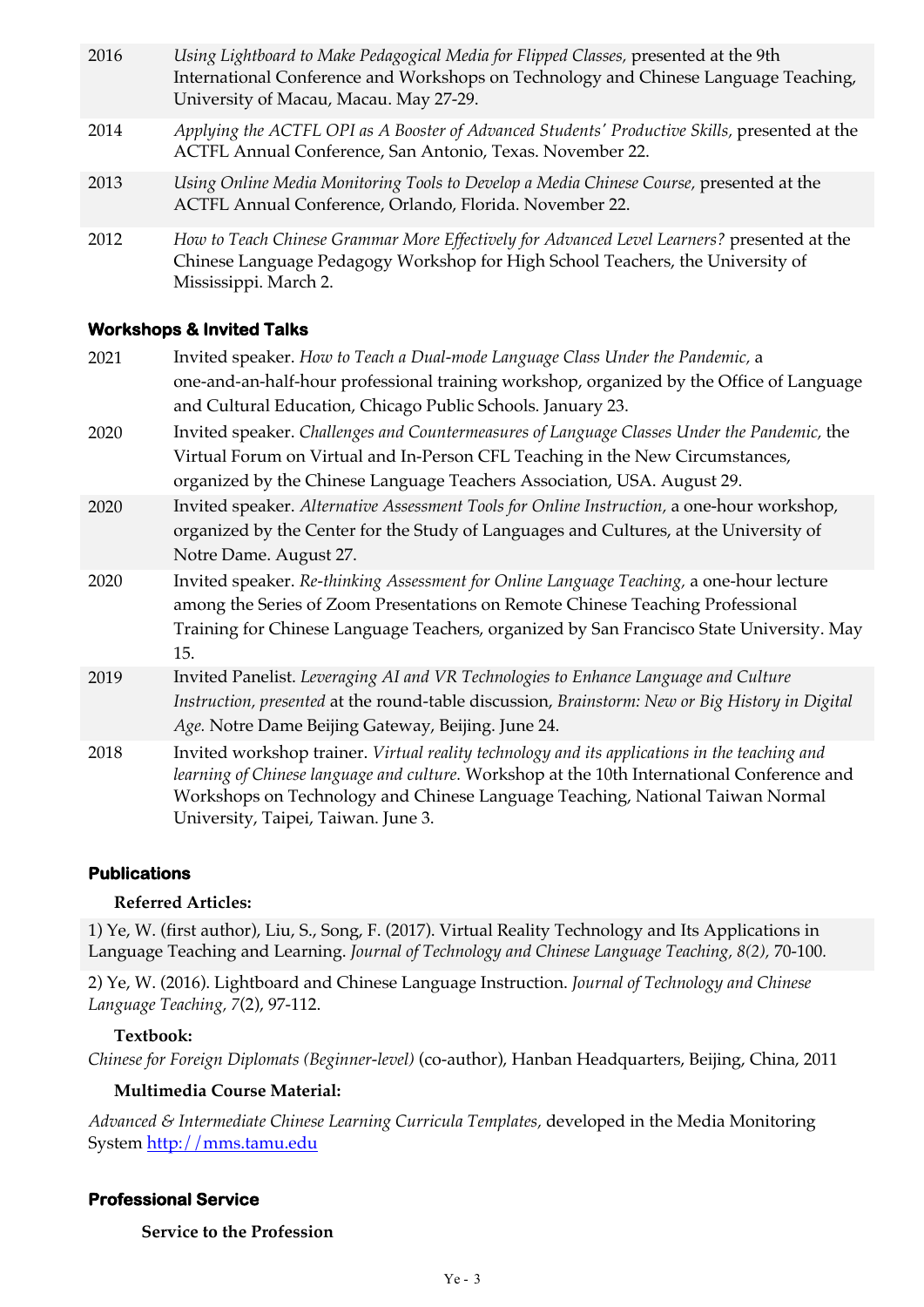2016 *Using Lightboard to Make Pedagogical Media for Flipped Classes*, presented at the 9th International Conference and Workshops on Technology and Chinese Language Teaching, University of Macau, Macau. May 27-29.

2014 *Applying the ACTFL OPI as A Booster of Advanced Students' Productive Skills*, presented at the ACTFL Annual Conference, San Antonio, Texas. November 22.

2013 *Using Online Media Monitoring Tools to Develop a Media Chinese Course*, presented at the ACTFL Annual Conference, Orlando, Florida. November 22.

2012 *How to Teach Chinese Grammar More Effectively for Advanced Level Learners?* presented at the Chinese Language Pedagogy Workshop for High School Teachers, the University of Mississippi. March 2.

## Workshops & Invited Talks

2021 Invited speaker. *How to Teach a Dual-mode Language Class Under the Pandemic,* a one-and-an-half-hour professional training workshop, organized by the Office of Language and Cultural Education, Chicago Public Schools. January 23.

2020 Invited speaker. *Challenges and Countermeasures of Language Classes Under the Pandemic,* the Virtual Forum on Virtual and In-Person CFL Teaching in the New Circumstances, organized by the Chinese Language Teachers Association, USA. August 29.

2020 Invited speaker. *Alternative Assessment Tools for Online Instruction,* a one-hour workshop, organized by the Center for the Study of Languages and Cultures, at the University of Notre Dame. August 27.

2020 Invited speaker. *Re-thinking Assessment for Online Language Teaching,* a one-hour lecture among the Series of Zoom Presentations on Remote Chinese Teaching Professional Training for Chinese Language Teachers, organized by San Francisco State University. May 15.

2019 Invited Panelist. *Leveraging AI and VR Technologies to Enhance Language and Culture Instruction, presented* at the round-table discussion, *Brainstorm: New or Big History in Digital Age.* Notre Dame Beijing Gateway, Beijing. June 24.

2018 Invited workshop trainer. *Virtual reality technology and its applications in the teaching and learning of Chinese language and culture.* Workshop at the 10th International Conference and Workshops on Technology and Chinese Language Teaching, National Taiwan Normal University, Taipei, Taiwan. June 3.

## Publications

**Referred Articles:**

1) Ye, W. (first author), Liu, S., Song, F. (2017). Virtual Reality Technology and Its Applications in Language Teaching and Learning. *Journal of Technology and Chinese Language Teaching, 8(2),* 70-100.

2) Ye, W. (2016). Lightboard and Chinese Language Instruction. *Journal of Technology and Chinese Language Teaching, 7*(2), 97-112.

**Textbook:**

*Chinese for Foreign Diplomats (Beginner-level)* (co-author), Hanban Headquarters, Beijing, China, 2011

**Multimedia Course Material:**

*Advanced & Intermediate Chinese Learning Curricula Templates,* developed in the Media Monitoring System http://mms.tamu.edu

## Professional Service

**Service to the Profession**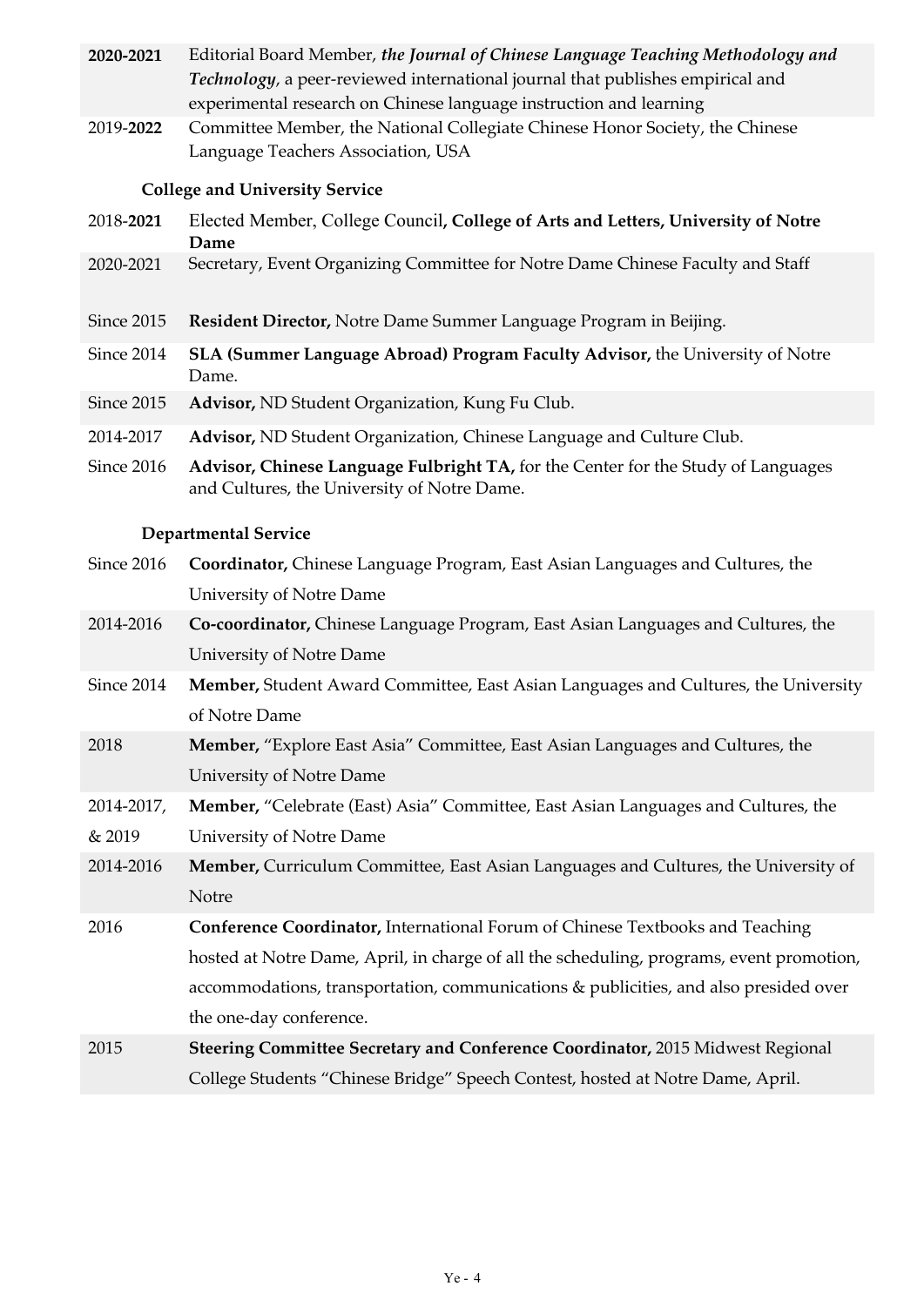| | |
|---|---|
| **2020-2021** | Editorial Board Member, ***the Journal of Chinese Language Teaching Methodology and Technology***, a peer-reviewed international journal that publishes empirical and experimental research on Chinese language instruction and learning |
| 2019-**2022** | Committee Member, the National Collegiate Chinese Honor Society, the Chinese Language Teachers Association, USA |

### College and University Service

| | |
|---|---|
| 2018-**2021** | Elected Member, College Council**, College of Arts and Letters, University of Notre Dame** |
| 2020-2021 | Secretary, Event Organizing Committee for Notre Dame Chinese Faculty and Staff |
| Since 2015 | **Resident Director,** Notre Dame Summer Language Program in Beijing. |
| Since 2014 | **SLA (Summer Language Abroad) Program Faculty Advisor,** the University of Notre Dame. |
| Since 2015 | **Advisor,** ND Student Organization, Kung Fu Club. |
| 2014-2017 | **Advisor,** ND Student Organization, Chinese Language and Culture Club. |
| Since 2016 | **Advisor, Chinese Language Fulbright TA,** for the Center for the Study of Languages and Cultures, the University of Notre Dame. |

### Departmental Service

| | |
|---|---|
| Since 2016 | **Coordinator,** Chinese Language Program, East Asian Languages and Cultures, the University of Notre Dame |
| 2014-2016 | **Co-coordinator,** Chinese Language Program, East Asian Languages and Cultures, the University of Notre Dame |
| Since 2014 | **Member,** Student Award Committee, East Asian Languages and Cultures, the University of Notre Dame |
| 2018 | **Member,** "Explore East Asia" Committee, East Asian Languages and Cultures, the University of Notre Dame |
| 2014-2017, & 2019 | **Member,** "Celebrate (East) Asia" Committee, East Asian Languages and Cultures, the University of Notre Dame |
| 2014-2016 | **Member,** Curriculum Committee, East Asian Languages and Cultures, the University of Notre |
| 2016 | **Conference Coordinator,** International Forum of Chinese Textbooks and Teaching hosted at Notre Dame, April, in charge of all the scheduling, programs, event promotion, accommodations, transportation, communications & publicities, and also presided over the one-day conference. |
| 2015 | **Steering Committee Secretary and Conference Coordinator,** 2015 Midwest Regional College Students "Chinese Bridge" Speech Contest, hosted at Notre Dame, April. |